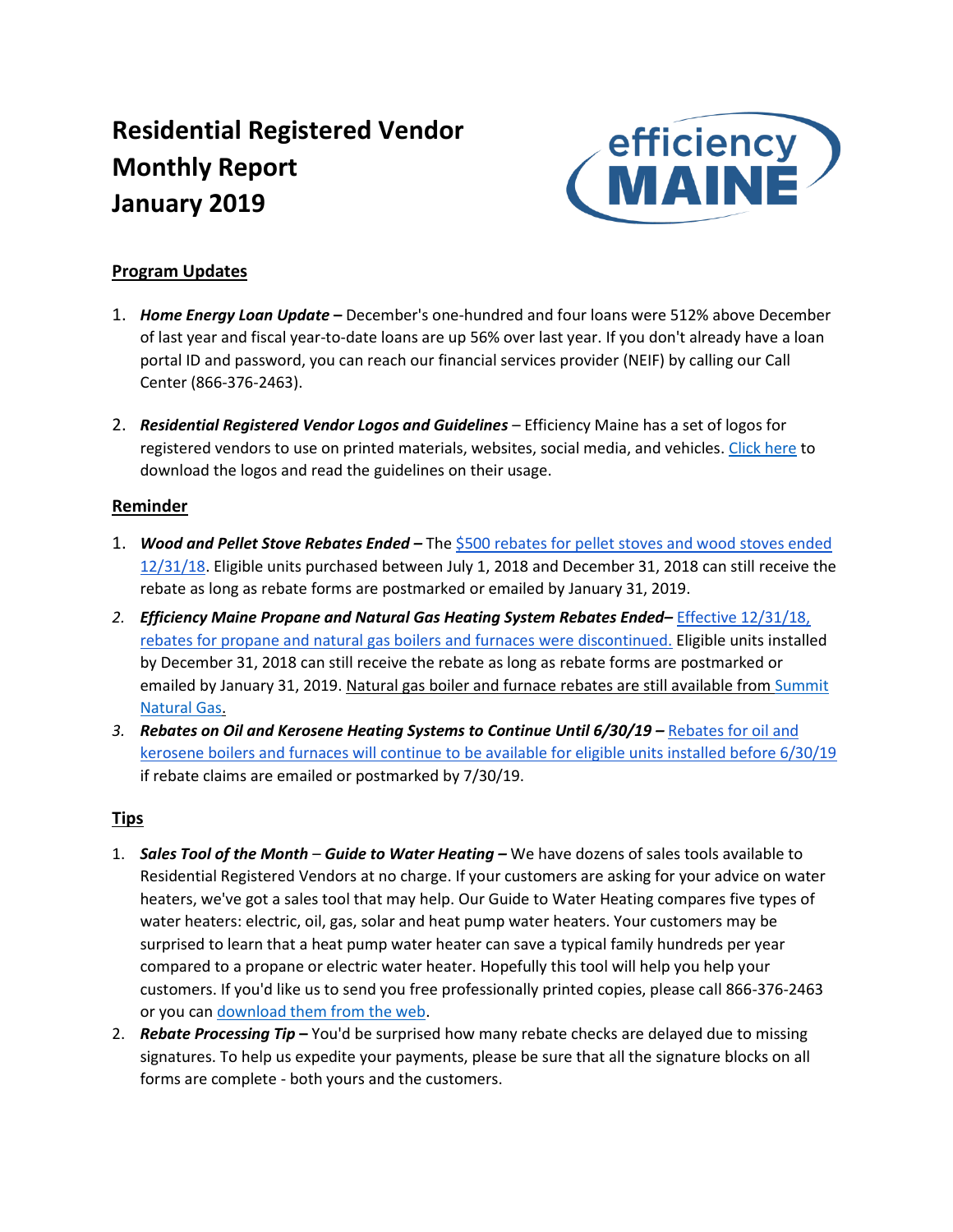# Residential Registered Vendor Monthly Report January 2019

## Program Updates

1. ***Home Energy Loan Update –*** December's one-hundred and four loans were 512% above December of last year and fiscal year-to-date loans are up 56% over last year. If you don't already have a loan portal ID and password, you can reach our financial services provider (NEIF) by calling our Call Center (866-376-2463).

2. ***Residential Registered Vendor Logos and Guidelines*** – Efficiency Maine has a set of logos for registered vendors to use on printed materials, websites, social media, and vehicles. Click here to download the logos and read the guidelines on their usage.

## Reminder

1. ***Wood and Pellet Stove Rebates Ended –*** The $500 rebates for pellet stoves and wood stoves ended 12/31/18. Eligible units purchased between July 1, 2018 and December 31, 2018 can still receive the rebate as long as rebate forms are postmarked or emailed by January 31, 2019.
2. ***Efficiency Maine Propane and Natural Gas Heating System Rebates Ended–*** Effective 12/31/18, rebates for propane and natural gas boilers and furnaces were discontinued. Eligible units installed by December 31, 2018 can still receive the rebate as long as rebate forms are postmarked or emailed by January 31, 2019. Natural gas boiler and furnace rebates are still available from Summit Natural Gas.
3. ***Rebates on Oil and Kerosene Heating Systems to Continue Until 6/30/19 –*** Rebates for oil and kerosene boilers and furnaces will continue to be available for eligible units installed before 6/30/19 if rebate claims are emailed or postmarked by 7/30/19.

## Tips

1. ***Sales Tool of the Month*** – ***Guide to Water Heating –*** We have dozens of sales tools available to Residential Registered Vendors at no charge. If your customers are asking for your advice on water heaters, we've got a sales tool that may help. Our Guide to Water Heating compares five types of water heaters: electric, oil, gas, solar and heat pump water heaters. Your customers may be surprised to learn that a heat pump water heater can save a typical family hundreds per year compared to a propane or electric water heater. Hopefully this tool will help you help your customers. If you'd like us to send you free professionally printed copies, please call 866-376-2463 or you can download them from the web.
2. ***Rebate Processing Tip –*** You'd be surprised how many rebate checks are delayed due to missing signatures. To help us expedite your payments, please be sure that all the signature blocks on all forms are complete - both yours and the customers.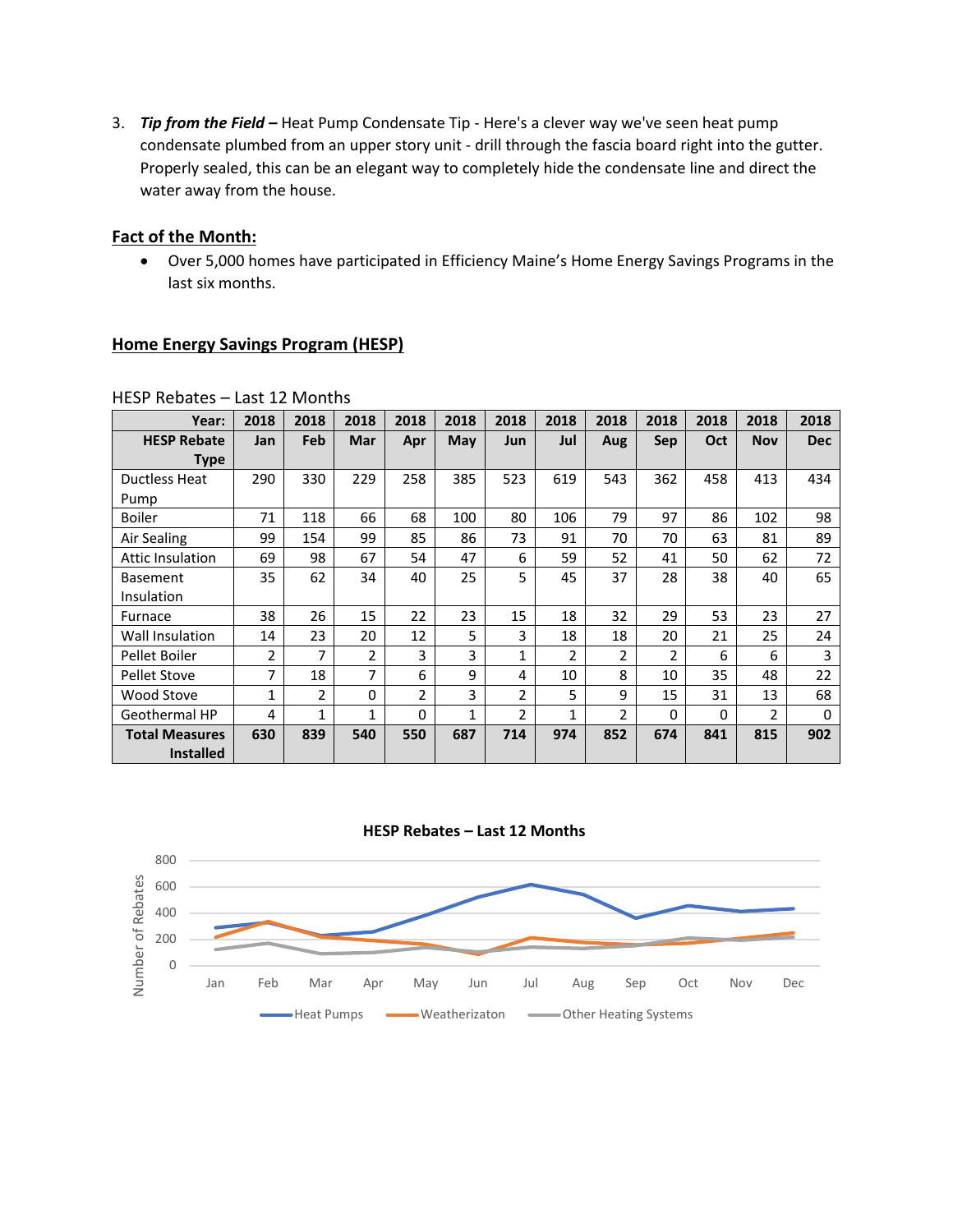3. ***Tip from the Field –*** Heat Pump Condensate Tip - Here's a clever way we've seen heat pump condensate plumbed from an upper story unit - drill through the fascia board right into the gutter. Properly sealed, this can be an elegant way to completely hide the condensate line and direct the water away from the house.

## Fact of the Month:

- Over 5,000 homes have participated in Efficiency Maine's Home Energy Savings Programs in the last six months.

## Home Energy Savings Program (HESP)

HESP Rebates – Last 12 Months

| Year: | 2018 | 2018 | 2018 | 2018 | 2018 | 2018 | 2018 | 2018 | 2018 | 2018 | 2018 | 2018 |
|---|---|---|---|---|---|---|---|---|---|---|---|---|
| **HESP Rebate Type** | **Jan** | **Feb** | **Mar** | **Apr** | **May** | **Jun** | **Jul** | **Aug** | **Sep** | **Oct** | **Nov** | **Dec** |
| Ductless Heat Pump | 290 | 330 | 229 | 258 | 385 | 523 | 619 | 543 | 362 | 458 | 413 | 434 |
| Boiler | 71 | 118 | 66 | 68 | 100 | 80 | 106 | 79 | 97 | 86 | 102 | 98 |
| Air Sealing | 99 | 154 | 99 | 85 | 86 | 73 | 91 | 70 | 70 | 63 | 81 | 89 |
| Attic Insulation | 69 | 98 | 67 | 54 | 47 | 6 | 59 | 52 | 41 | 50 | 62 | 72 |
| Basement Insulation | 35 | 62 | 34 | 40 | 25 | 5 | 45 | 37 | 28 | 38 | 40 | 65 |
| Furnace | 38 | 26 | 15 | 22 | 23 | 15 | 18 | 32 | 29 | 53 | 23 | 27 |
| Wall Insulation | 14 | 23 | 20 | 12 | 5 | 3 | 18 | 18 | 20 | 21 | 25 | 24 |
| Pellet Boiler | 2 | 7 | 2 | 3 | 3 | 1 | 2 | 2 | 2 | 6 | 6 | 3 |
| Pellet Stove | 7 | 18 | 7 | 6 | 9 | 4 | 10 | 8 | 10 | 35 | 48 | 22 |
| Wood Stove | 1 | 2 | 0 | 2 | 3 | 2 | 5 | 9 | 15 | 31 | 13 | 68 |
| Geothermal HP | 4 | 1 | 1 | 0 | 1 | 2 | 1 | 2 | 0 | 0 | 2 | 0 |
| **Total Measures Installed** | **630** | **839** | **540** | **550** | **687** | **714** | **974** | **852** | **674** | **841** | **815** | **902** |

**HESP Rebates – Last 12 Months**

Number of Rebates (0–800) by month (Jan–Dec): Heat Pumps, Weatherizaton, Other Heating Systems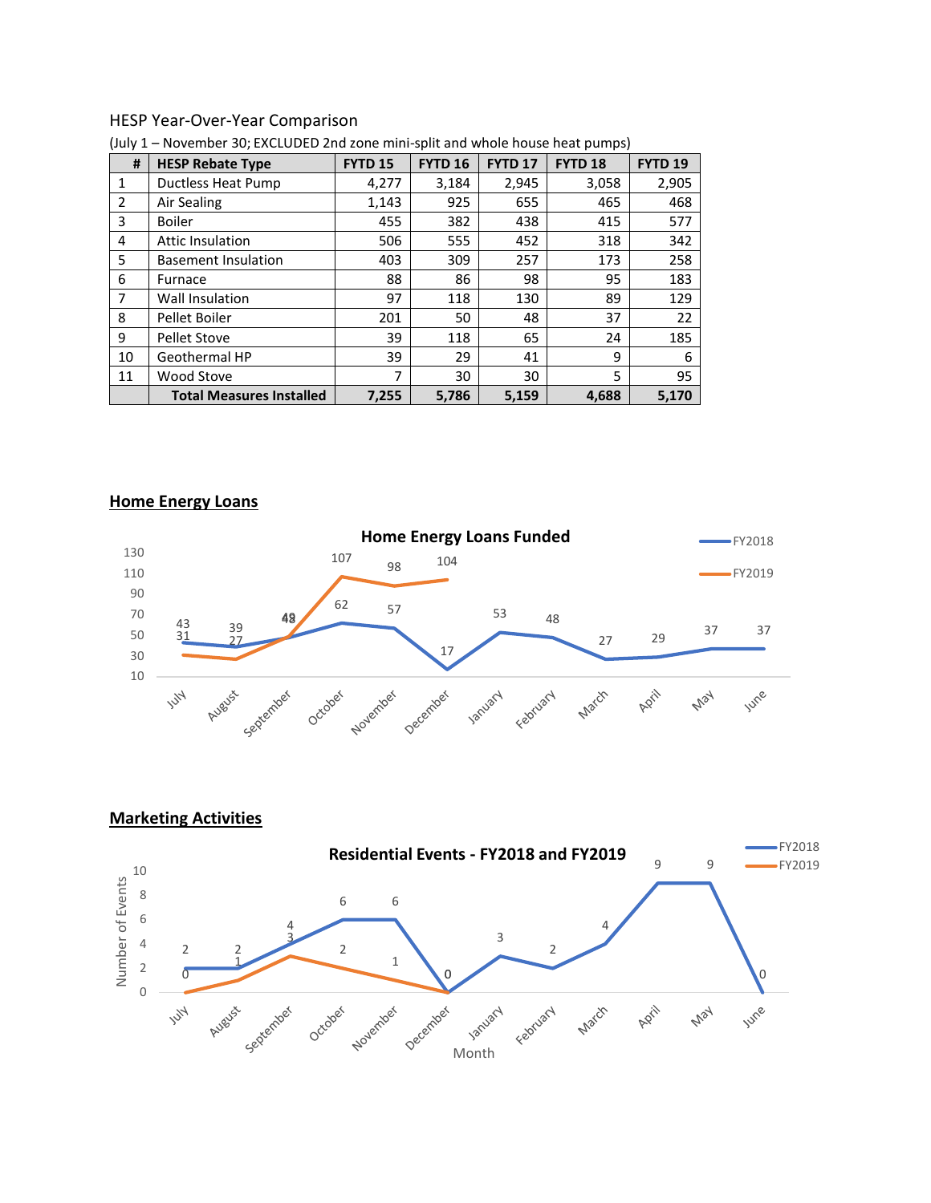HESP Year-Over-Year Comparison

(July 1 – November 30; EXCLUDED 2nd zone mini-split and whole house heat pumps)

| # | HESP Rebate Type | FYTD 15 | FYTD 16 | FYTD 17 | FYTD 18 | FYTD 19 |
|---|---|---|---|---|---|---|
| 1 | Ductless Heat Pump | 4,277 | 3,184 | 2,945 | 3,058 | 2,905 |
| 2 | Air Sealing | 1,143 | 925 | 655 | 465 | 468 |
| 3 | Boiler | 455 | 382 | 438 | 415 | 577 |
| 4 | Attic Insulation | 506 | 555 | 452 | 318 | 342 |
| 5 | Basement Insulation | 403 | 309 | 257 | 173 | 258 |
| 6 | Furnace | 88 | 86 | 98 | 95 | 183 |
| 7 | Wall Insulation | 97 | 118 | 130 | 89 | 129 |
| 8 | Pellet Boiler | 201 | 50 | 48 | 37 | 22 |
| 9 | Pellet Stove | 39 | 118 | 65 | 24 | 185 |
| 10 | Geothermal HP | 39 | 29 | 41 | 9 | 6 |
| 11 | Wood Stove | 7 | 30 | 30 | 5 | 95 |
| | **Total Measures Installed** | **7,255** | **5,786** | **5,159** | **4,688** | **5,170** |

## Home Energy Loans

Home Energy Loans Funded

FY2018
FY2019

130
110
90
70
50
30
10

43 31 39 27 49 48 107 62 98 57 104 17 53 48 27 29 37 37

July August September October November December January February March April May June

## Marketing Activities

Residential Events - FY2018 and FY2019

FY2018
FY2019

Number of Events

10
8
6
4
2
0

2 0 2 1 4 3 6 2 6 1 0 0 3 2 4 9 9 0

July August September October November December January February March April May June

Month